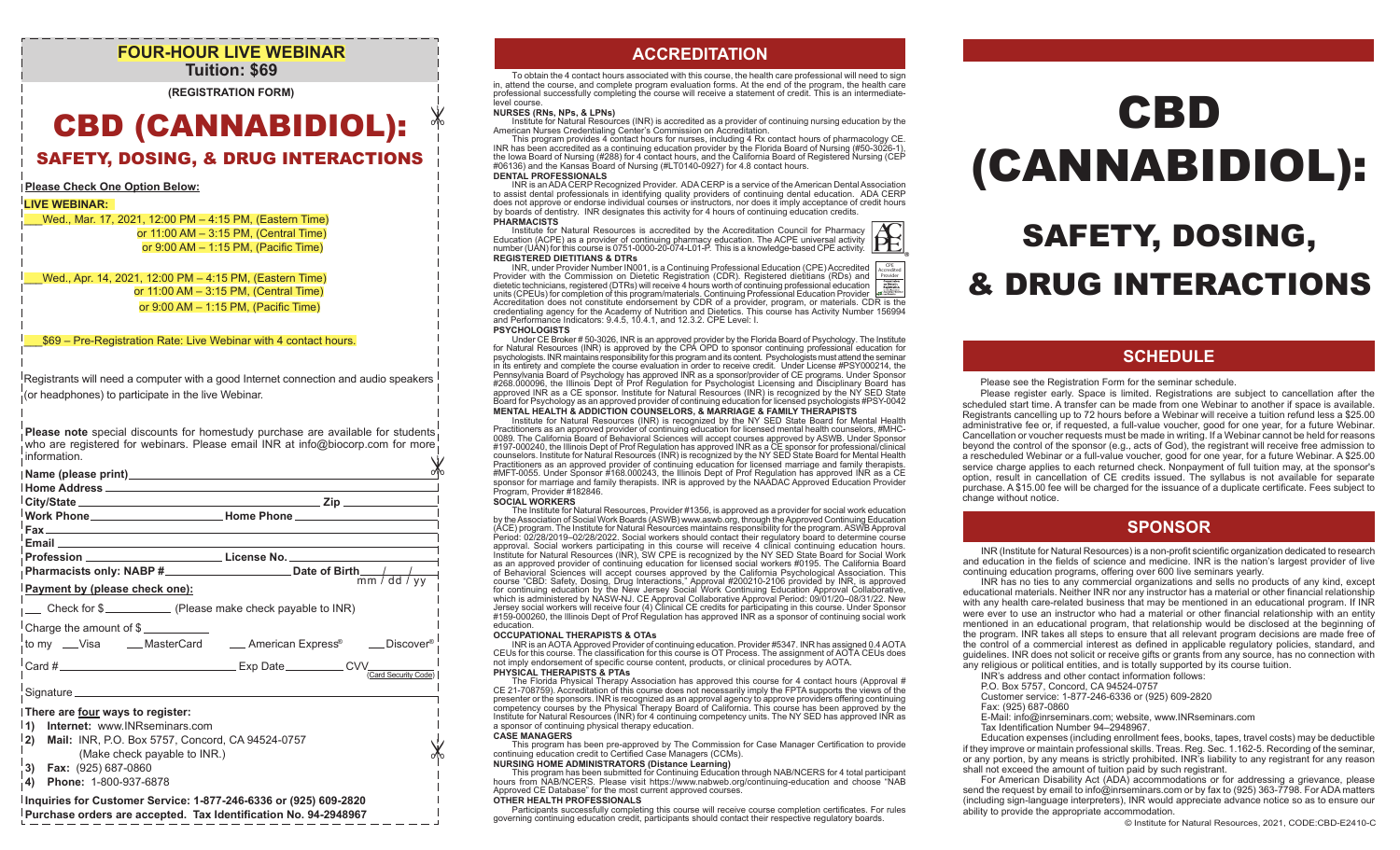# FOUR-HOUR LIVE WEBINAR

**Tuition: $69**

**(REGISTRATION FORM)**

# CBD (CANNABIDIOL):

## SAFETY, DOSING, & DRUG INTERACTIONS

**Please Check One Option Below:**

**LIVE WEBINAR:**

___Wed., Mar. 17, 2021, 12:00 PM – 4:15 PM, (Eastern Time)
or 11:00 AM – 3:15 PM, (Central Time)
or 9:00 AM – 1:15 PM, (Pacific Time)

___Wed., Apr. 14, 2021, 12:00 PM – 4:15 PM, (Eastern Time)
or 11:00 AM – 3:15 PM, (Central Time)
or 9:00 AM – 1:15 PM, (Pacific Time)

___$69 – Pre-Registration Rate: Live Webinar with 4 contact hours.

Registrants will need a computer with a good Internet connection and audio speakers (or headphones) to participate in the live Webinar.

**Please note** special discounts for homestudy purchase are available for students who are registered for webinars. Please email INR at info@biocorp.com for more information.

**Name (please print)** ____________________

**Home Address** ____________________

**City/State** ____________________ **Zip** __________

**Work Phone** ____________________ **Home Phone** ____________________

**Fax** ____________________

**Email** ____________________

**Profession** ____________________ **License No.** ____________________

**Pharmacists only: NABP #** ____________________ **Date of Birth** ___/___/___ (mm / dd / yy)

**Payment by (please check one):**

___ Check for $__________ (Please make check payable to INR)

Charge the amount of $__________

to my ___Visa ___MasterCard ___American Express® ___Discover®

Card # ____________________ Exp Date __________ CVV__________ (Card Security Code)

Signature ____________________

**There are four ways to register:**

1) **Internet:** www.INRseminars.com
2) **Mail:** INR, P.O. Box 5757, Concord, CA 94524-0757 (Make check payable to INR.)
3) **Fax:** (925) 687-0860
4) **Phone:** 1-800-937-6878

**Inquiries for Customer Service: 1-877-246-6336 or (925) 609-2820**

**Purchase orders are accepted. Tax Identification No. 94-2948967**

## ACCREDITATION

To obtain the 4 contact hours associated with this course, the health care professional will need to sign in, attend the course, and complete program evaluation forms. At the end of the program, the health care professional successfully completing the course will receive a statement of credit. This is an intermediate-level course.

**NURSES (RNs, NPs, & LPNs)**

Institute for Natural Resources (INR) is accredited as a provider of continuing nursing education by the American Nurses Credentialing Center's Commission on Accreditation.

This program provides 4 contact hours for nurses, including 4 Rx contact hours of pharmacology CE. INR has been accredited as a continuing education provider by the Florida Board of Nursing (#50-3026-1), the Iowa Board of Nursing (#288) for 4 contact hours, and the California Board of Registered Nursing (CEP #06136) and the Kansas Board of Nursing (#LT0140-0927) for 4.8 contact hours.

**DENTAL PROFESSIONALS**

INR is an ADA CERP Recognized Provider. ADA CERP is a service of the American Dental Association to assist dental professionals in identifying quality providers of continuing dental education. ADA CERP does not approve or endorse individual courses or instructors, nor does it imply acceptance of credit hours by boards of dentistry. INR designates this activity for 4 hours of continuing education credits.

**PHARMACISTS**

Institute for Natural Resources is accredited by the Accreditation Council for Pharmacy Education (ACPE) as a provider of continuing pharmacy education. The ACPE universal activity number (UAN) for this course is 0751-0000-20-074-L01-P. This is a knowledge-based CPE activity.

**REGISTERED DIETITIANS & DTRs**

INR, under Provider Number IN001, is a Continuing Professional Education (CPE) Accredited Provider with the Commission on Dietetic Registration (CDR). Registered dietitians (RDs) and dietetic technicians, registered (DTRs) will receive 4 hours worth of continuing professional education units (CPEUs) for completion of this program/materials. Continuing Professional Education Provider Accreditation does not constitute endorsement by CDR of a provider, program, or materials. CDR is the credentialing agency for the Academy of Nutrition and Dietetics. This course has Activity Number 156994 and Performance Indicators: 9.4.5, 10.4.1, and 12.3.2. CPE Level: I.

**PSYCHOLOGISTS**

Under CE Broker # 50-3026, INR is an approved provider by the Florida Board of Psychology. The Institute for Natural Resources (INR) is approved by the CPA OPD to sponsor continuing professional education for psychologists. INR maintains responsibility for this program and its content. Psychologists must attend the seminar in its entirety and complete the course evaluation in order to receive credit. Under License #PSY000214, the Pennsylvania Board of Psychology has approved INR as a sponsor of CE programs. Under Sponsor #268.000096, the Illinois Dept of Prof Regulation for Psychologist Licensing and Disciplinary Board has approved INR as a CE sponsor. Institute for Natural Resources (INR) is recognized by the NY SED State Board for Psychology as an approved provider of continuing education for licensed psychologists #PSY-0042

**MENTAL HEALTH & ADDICTION COUNSELORS, & MARRIAGE & FAMILY THERAPISTS**

Institute for Natural Resources (INR) is recognized by the NY SED State Board for Mental Health Practitioners as an approved provider of continuing education for licensed mental health counselors, #MHC-0089. The California Board of Behavioral Sciences will accept courses approved by ASWB. Under Sponsor #197-000240, the Illinois Dept of Prof Regulation has approved INR as a CE sponsor for professional/clinical counselors. Institute for Natural Resources (INR) is recognized by the NY SED State Board for Mental Health Practitioners as an approved provider of continuing education for licensed marriage and family therapists. #MFT-0055. Under Sponsor #168.000243, the Illinois Dept of Prof Regulation has approved INR as a CE sponsor for marriage and family therapists. INR is approved by the NAADAC Approved Education Provider Program, Provider #182846.

**SOCIAL WORKERS**

The Institute for Natural Resources, Provider #1356, is approved as a provider for social work education by the Association of Social Work Boards (ASWB) www.aswb.org, through the Approved Continuing Education (ACE) program. The Institute for Natural Resources maintains responsibility for the program. ASWB Approval Period: 02/28/2019–02/28/2022. Social workers should contact their regulatory board to determine course approval. Social workers participating in this course will receive 4 clinical continuing education hours. Institute for Natural Resources (INR), SW CPE is recognized by the NY SED State Board for Social Work as an approved provider of continuing education for licensed social workers #0195. The California Board of Behavioral Sciences will accept courses approved by the California Psychological Association. This course "CBD: Safety, Dosing, Drug Interactions," Approval #200210-2106 provided by INR, is approved for continuing education by the New Jersey Social Work Continuing Education Approval Collaborative, which is administered by NASW-NJ. CE Approval Collaborative Approval Period: 09/01/20–08/31/22. New Jersey social workers will receive four (4) Clinical CE credits for participating in this course. Under Sponsor #159-000260, the Illinois Dept of Prof Regulation has approved INR as a sponsor of continuing social work education.

**OCCUPATIONAL THERAPISTS & OTAs**

INR is an AOTA Approved Provider of continuing education. Provider #5347. INR has assigned 0.4 AOTA CEUs for this course. The classification for this course is OT Process. The assignment of AOTA CEUs does not imply endorsement of specific course content, products, or clinical procedures by AOTA.

**PHYSICAL THERAPISTS & PTAs**

The Florida Physical Therapy Association has approved this course for 4 contact hours (Approval # CE 21-708759). Accreditation of this course does not necessarily imply the FPTA supports the views of the presenter or the sponsors. INR is recognized as an approval agency to approve providers offering continuing competency courses by the Physical Therapy Board of California. This course has been approved by the Institute for Natural Resources (INR) for 4 continuing competency units. The NY SED has approved INR as a sponsor of continuing physical therapy education.

**CASE MANAGERS**

This program has been pre-approved by The Commission for Case Manager Certification to provide continuing education credit to Certified Case Managers (CCMs).

**NURSING HOME ADMINISTRATORS (Distance Learning)**

This program has been submitted for Continuing Education through NAB/NCERS for 4 total participant hours from NAB/NCERS. Please visit https://www.nabweb.org/continuing-education and choose "NAB Approved CE Database" for the most current approved courses.

**OTHER HEALTH PROFESSIONALS**

Participants successfully completing this course will receive course completion certificates. For rules governing continuing education credit, participants should contact their respective regulatory boards.

# CBD (CANNABIDIOL):

## SAFETY, DOSING, & DRUG INTERACTIONS

## SCHEDULE

Please see the Registration Form for the seminar schedule.

Please register early. Space is limited. Registrations are subject to cancellation after the scheduled start time. A transfer can be made from one Webinar to another if space is available. Registrants cancelling up to 72 hours before a Webinar will receive a tuition refund less a $25.00 administrative fee or, if requested, a full-value voucher, good for one year, for a future Webinar. Cancellation or voucher requests must be made in writing. If a Webinar cannot be held for reasons beyond the control of the sponsor (e.g., acts of God), the registrant will receive free admission to a rescheduled Webinar or a full-value voucher, good for one year, for a future Webinar. A $25.00 service charge applies to each returned check. Nonpayment of full tuition may, at the sponsor's option, result in cancellation of CE credits issued. The syllabus is not available for separate purchase. A $15.00 fee will be charged for the issuance of a duplicate certificate. Fees subject to change without notice.

## SPONSOR

INR (Institute for Natural Resources) is a non-profit scientific organization dedicated to research and education in the fields of science and medicine. INR is the nation's largest provider of live continuing education programs, offering over 600 live seminars yearly.

INR has no ties to any commercial organizations and sells no products of any kind, except educational materials. Neither INR nor any instructor has a material or other financial relationship with any health care-related business that may be mentioned in an educational program. If INR were ever to use an instructor who had a material or other financial relationship with an entity mentioned in an educational program, that relationship would be disclosed at the beginning of the program. INR takes all steps to ensure that all relevant program decisions are made free of the control of a commercial interest as defined in applicable regulatory policies, standard, and guidelines. INR does not solicit or receive gifts or grants from any source, has no connection with any religious or political entities, and is totally supported by its course tuition.

INR's address and other contact information follows:
P.O. Box 5757, Concord, CA 94524-0757
Customer service: 1-877-246-6336 or (925) 609-2820
Fax: (925) 687-0860
E-Mail: info@inrseminars.com; website, www.INRseminars.com
Tax Identification Number 94–2948967.

Education expenses (including enrollment fees, books, tapes, travel costs) may be deductible if they improve or maintain professional skills. Treas. Reg. Sec. 1.162-5. Recording of the seminar, or any portion, by any means is strictly prohibited. INR's liability to any registrant for any reason shall not exceed the amount of tuition paid by such registrant.

For American Disability Act (ADA) accommodations or for addressing a grievance, please send the request by email to info@inrseminars.com or by fax to (925) 363-7798. For ADA matters (including sign-language interpreters), INR would appreciate advance notice so as to ensure our ability to provide the appropriate accommodation.

© Institute for Natural Resources, 2021, CODE:CBD-E2410-C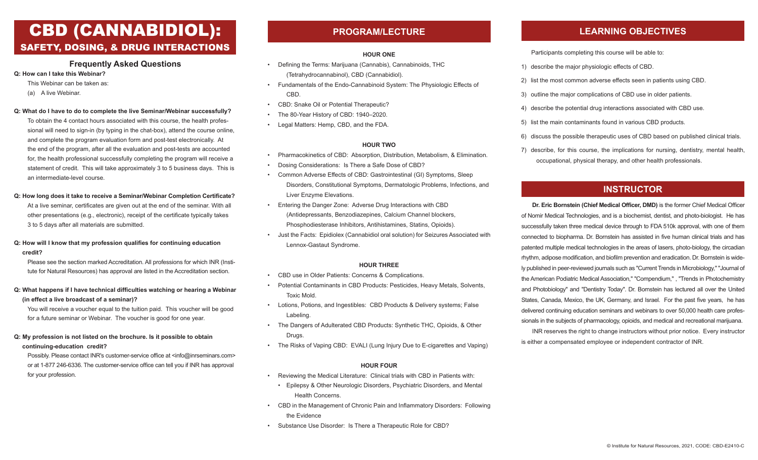# CBD (CANNABIDIOL):
## SAFETY, DOSING, & DRUG INTERACTIONS

### Frequently Asked Questions

**Q: How can I take this Webinar?**

This Webinar can be taken as:

(a) A live Webinar.

**Q: What do I have to do to complete the live Seminar/Webinar successfully?**

To obtain the 4 contact hours associated with this course, the health professional will need to sign-in (by typing in the chat-box), attend the course online, and complete the program evaluation form and post-test electronically. At the end of the program, after all the evaluation and post-tests are accounted for, the health professional successfully completing the program will receive a statement of credit. This will take approximately 3 to 5 business days. This is an intermediate-level course.

**Q: How long does it take to receive a Seminar/Webinar Completion Certificate?**

At a live seminar, certificates are given out at the end of the seminar. With all other presentations (e.g., electronic), receipt of the certificate typically takes 3 to 5 days after all materials are submitted.

**Q: How will I know that my profession qualifies for continuing education credit?**

Please see the section marked Accreditation. All professions for which INR (Institute for Natural Resources) has approval are listed in the Accreditation section.

**Q: What happens if I have technical difficulties watching or hearing a Webinar (in effect a live broadcast of a seminar)?**

You will receive a voucher equal to the tuition paid. This voucher will be good for a future seminar or Webinar. The voucher is good for one year.

**Q: My profession is not listed on the brochure. Is it possible to obtain continuing-education credit?**

Possibly. Please contact INR's customer-service office at <info@inrseminars.com> or at 1-877 246-6336. The customer-service office can tell you if INR has approval for your profession.

## PROGRAM/LECTURE

**HOUR ONE**

- Defining the Terms: Marijuana (Cannabis), Cannabinoids, THC (Tetrahydrocannabinol), CBD (Cannabidiol).
- Fundamentals of the Endo-Cannabinoid System: The Physiologic Effects of CBD.
- CBD: Snake Oil or Potential Therapeutic?
- The 80-Year History of CBD: 1940–2020.
- Legal Matters: Hemp, CBD, and the FDA.

**HOUR TWO**

- Pharmacokinetics of CBD: Absorption, Distribution, Metabolism, & Elimination.
- Dosing Considerations: Is There a Safe Dose of CBD?
- Common Adverse Effects of CBD: Gastrointestinal (GI) Symptoms, Sleep Disorders, Constitutional Symptoms, Dermatologic Problems, Infections, and Liver Enzyme Elevations.
- Entering the Danger Zone: Adverse Drug Interactions with CBD (Antidepressants, Benzodiazepines, Calcium Channel blockers, Phosphodiesterase Inhibitors, Antihistamines, Statins, Opioids).
- Just the Facts: Epidiolex (Cannabidiol oral solution) for Seizures Associated with Lennox-Gastaut Syndrome.

**HOUR THREE**

- CBD use in Older Patients: Concerns & Complications.
- Potential Contaminants in CBD Products: Pesticides, Heavy Metals, Solvents, Toxic Mold.
- Lotions, Potions, and Ingestibles: CBD Products & Delivery systems; False Labeling.
- The Dangers of Adulterated CBD Products: Synthetic THC, Opioids, & Other Drugs.
- The Risks of Vaping CBD: EVALI (Lung Injury Due to E-cigarettes and Vaping)

**HOUR FOUR**

- Reviewing the Medical Literature: Clinical trials with CBD in Patients with:
  - Epilepsy & Other Neurologic Disorders, Psychiatric Disorders, and Mental Health Concerns.
- CBD in the Management of Chronic Pain and Inflammatory Disorders: Following the Evidence
- Substance Use Disorder: Is There a Therapeutic Role for CBD?

## LEARNING OBJECTIVES

Participants completing this course will be able to:

1) describe the major physiologic effects of CBD.
2) list the most common adverse effects seen in patients using CBD.
3) outline the major complications of CBD use in older patients.
4) describe the potential drug interactions associated with CBD use.
5) list the main contaminants found in various CBD products.
6) discuss the possible therapeutic uses of CBD based on published clinical trials.
7) describe, for this course, the implications for nursing, dentistry, mental health, occupational, physical therapy, and other health professionals.

## INSTRUCTOR

**Dr. Eric Bornstein (Chief Medical Officer, DMD)** is the former Chief Medical Officer of Nomir Medical Technologies, and is a biochemist, dentist, and photo-biologist. He has successfully taken three medical device through to FDA 510k approval, with one of them connected to biopharma. Dr. Bornstein has assisted in five human clinical trials and has patented multiple medical technologies in the areas of lasers, photo-biology, the circadian rhythm, adipose modification, and biofilm prevention and eradication. Dr. Bornstein is widely published in peer-reviewed journals such as "Current Trends in Microbiology," "Journal of the American Podiatric Medical Association," "Compendium," , "Trends in Photochemistry and Photobiology" and "Dentistry Today". Dr. Bornstein has lectured all over the United States, Canada, Mexico, the UK, Germany, and Israel. For the past five years, he has delivered continuing education seminars and webinars to over 50,000 health care professionals in the subjects of pharmacology, opioids, and medical and recreational marijuana.

INR reserves the right to change instructors without prior notice. Every instructor is either a compensated employee or independent contractor of INR.

© Institute for Natural Resources, 2021, CODE: CBD-E2410-C